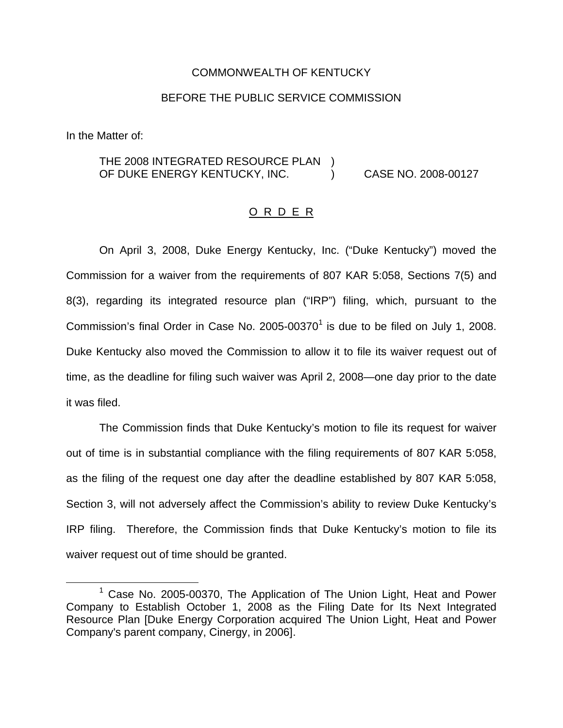COMMONWEALTH OF KENTUCKY

BEFORE THE PUBLIC SERVICE COMMISSION

In the Matter of:

THE 2008 INTEGRATED RESOURCE PLAN )
OF DUKE ENERGY KENTUCKY, INC. ) CASE NO. 2008-00127

# O R D E R

On April 3, 2008, Duke Energy Kentucky, Inc. ("Duke Kentucky") moved the Commission for a waiver from the requirements of 807 KAR 5:058, Sections 7(5) and 8(3), regarding its integrated resource plan ("IRP") filing, which, pursuant to the Commission's final Order in Case No. 2005-00370[1] is due to be filed on July 1, 2008. Duke Kentucky also moved the Commission to allow it to file its waiver request out of time, as the deadline for filing such waiver was April 2, 2008—one day prior to the date it was filed.

The Commission finds that Duke Kentucky's motion to file its request for waiver out of time is in substantial compliance with the filing requirements of 807 KAR 5:058, as the filing of the request one day after the deadline established by 807 KAR 5:058, Section 3, will not adversely affect the Commission's ability to review Duke Kentucky's IRP filing. Therefore, the Commission finds that Duke Kentucky's motion to file its waiver request out of time should be granted.

[1] Case No. 2005-00370, The Application of The Union Light, Heat and Power Company to Establish October 1, 2008 as the Filing Date for Its Next Integrated Resource Plan [Duke Energy Corporation acquired The Union Light, Heat and Power Company's parent company, Cinergy, in 2006].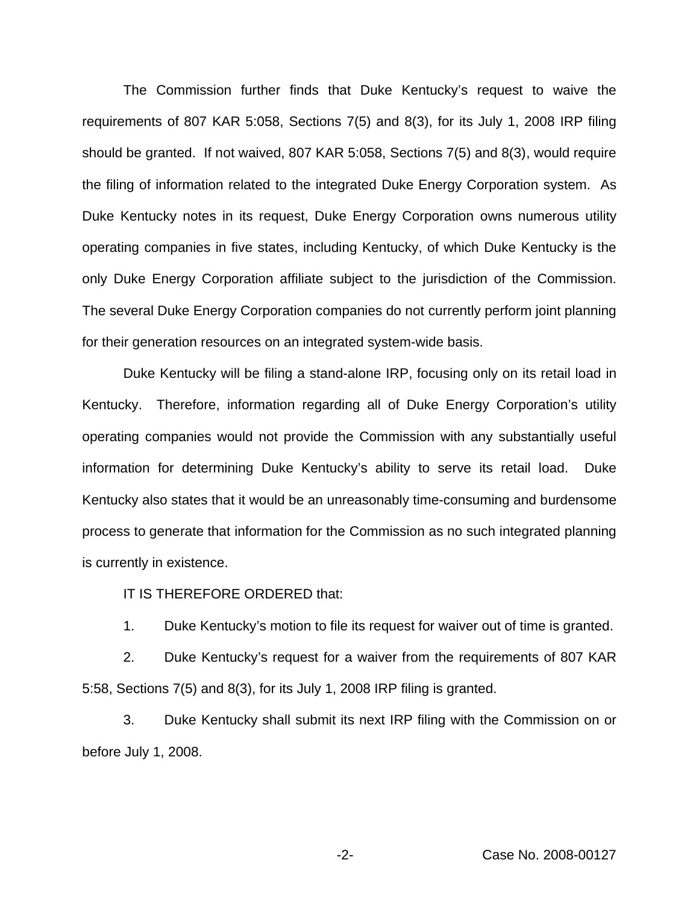The Commission further finds that Duke Kentucky's request to waive the requirements of 807 KAR 5:058, Sections 7(5) and 8(3), for its July 1, 2008 IRP filing should be granted. If not waived, 807 KAR 5:058, Sections 7(5) and 8(3), would require the filing of information related to the integrated Duke Energy Corporation system. As Duke Kentucky notes in its request, Duke Energy Corporation owns numerous utility operating companies in five states, including Kentucky, of which Duke Kentucky is the only Duke Energy Corporation affiliate subject to the jurisdiction of the Commission. The several Duke Energy Corporation companies do not currently perform joint planning for their generation resources on an integrated system-wide basis.

Duke Kentucky will be filing a stand-alone IRP, focusing only on its retail load in Kentucky. Therefore, information regarding all of Duke Energy Corporation's utility operating companies would not provide the Commission with any substantially useful information for determining Duke Kentucky's ability to serve its retail load. Duke Kentucky also states that it would be an unreasonably time-consuming and burdensome process to generate that information for the Commission as no such integrated planning is currently in existence.

IT IS THEREFORE ORDERED that:

1. Duke Kentucky's motion to file its request for waiver out of time is granted.

2. Duke Kentucky's request for a waiver from the requirements of 807 KAR 5:58, Sections 7(5) and 8(3), for its July 1, 2008 IRP filing is granted.

3. Duke Kentucky shall submit its next IRP filing with the Commission on or before July 1, 2008.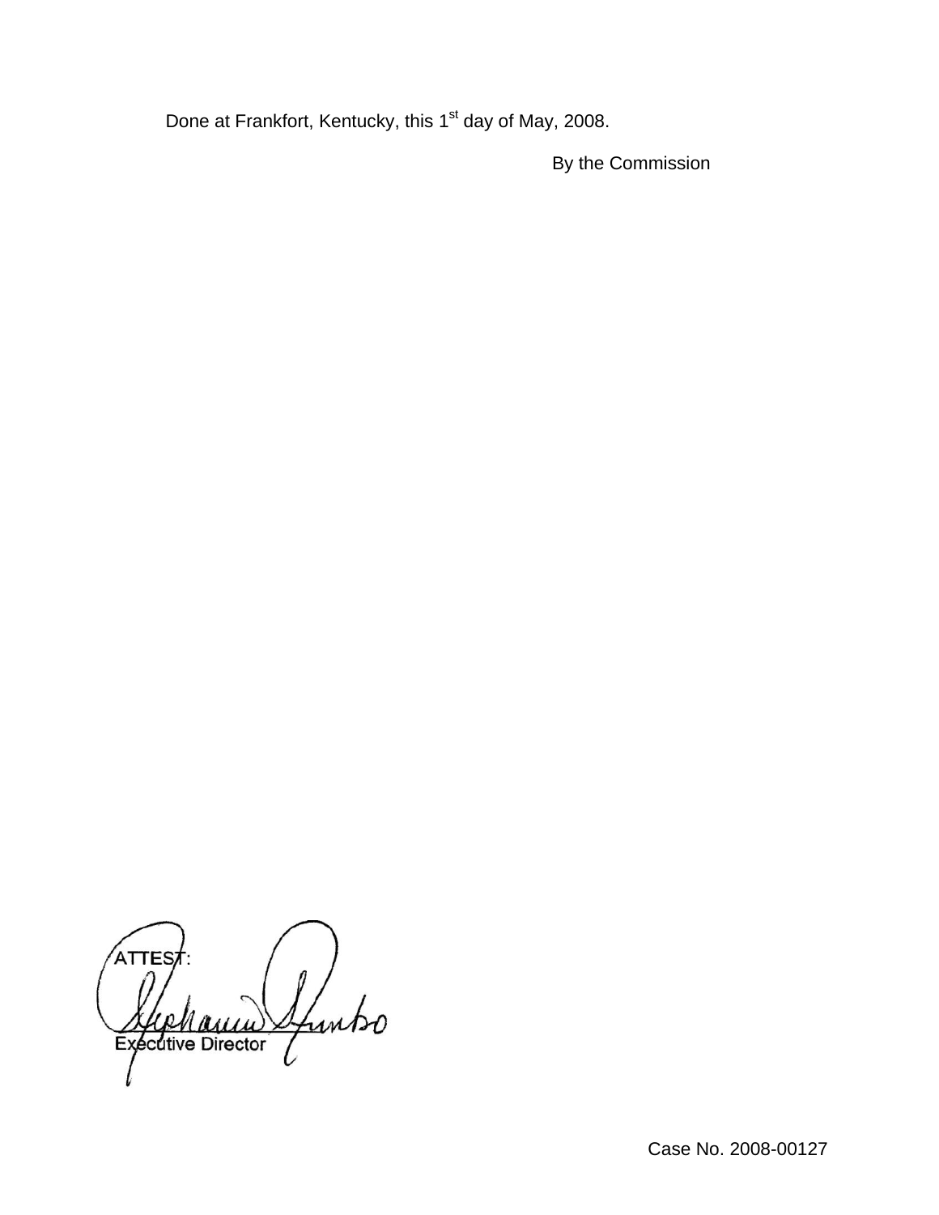Done at Frankfort, Kentucky, this 1st day of May, 2008.

By the Commission

ATTEST:

Executive Director

Case No. 2008-00127